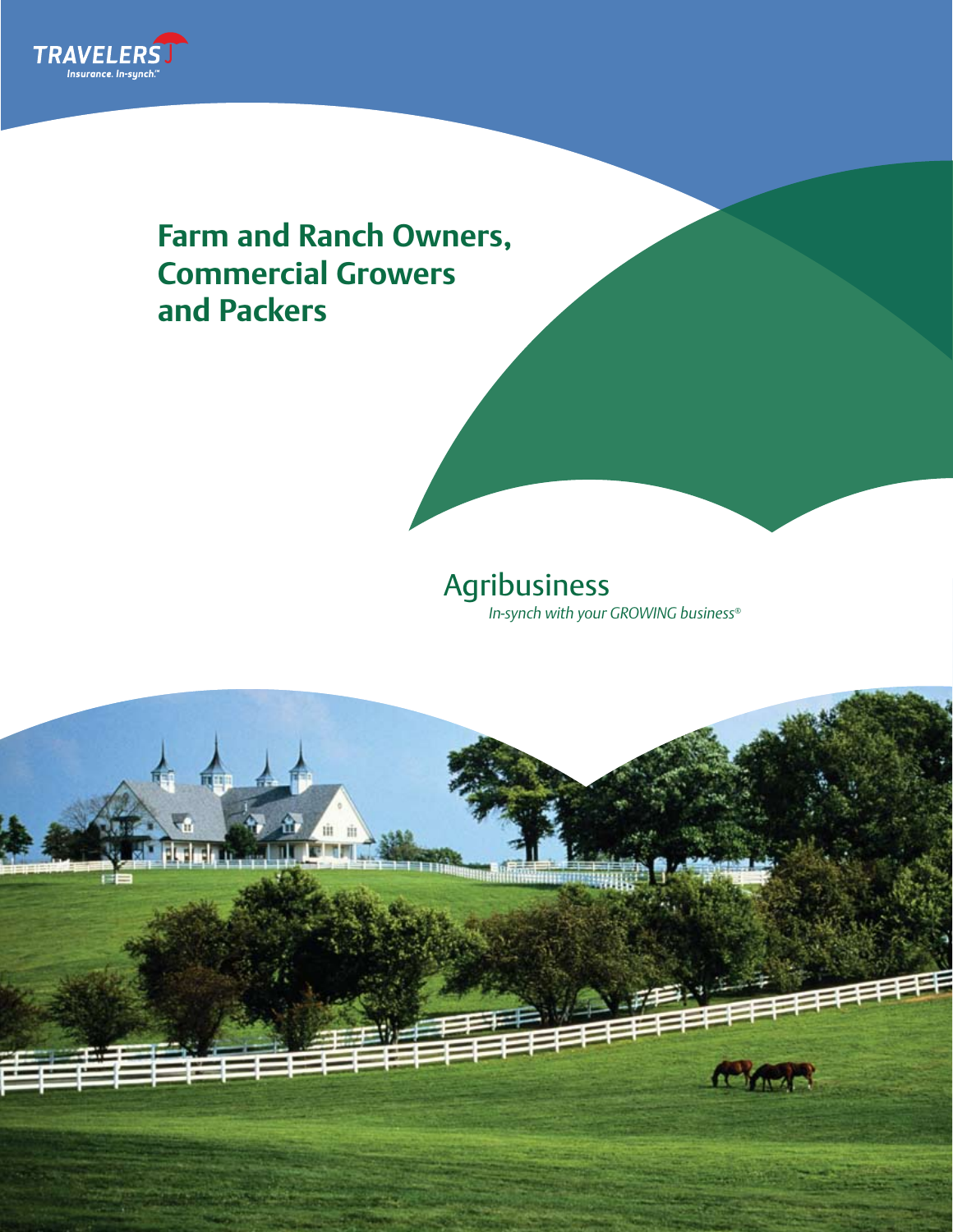TRAVELERS

Insurance. In-synch.℠

# Farm and Ranch Owners, Commercial Growers and Packers

## Agribusiness

*In-synch with your GROWING business®*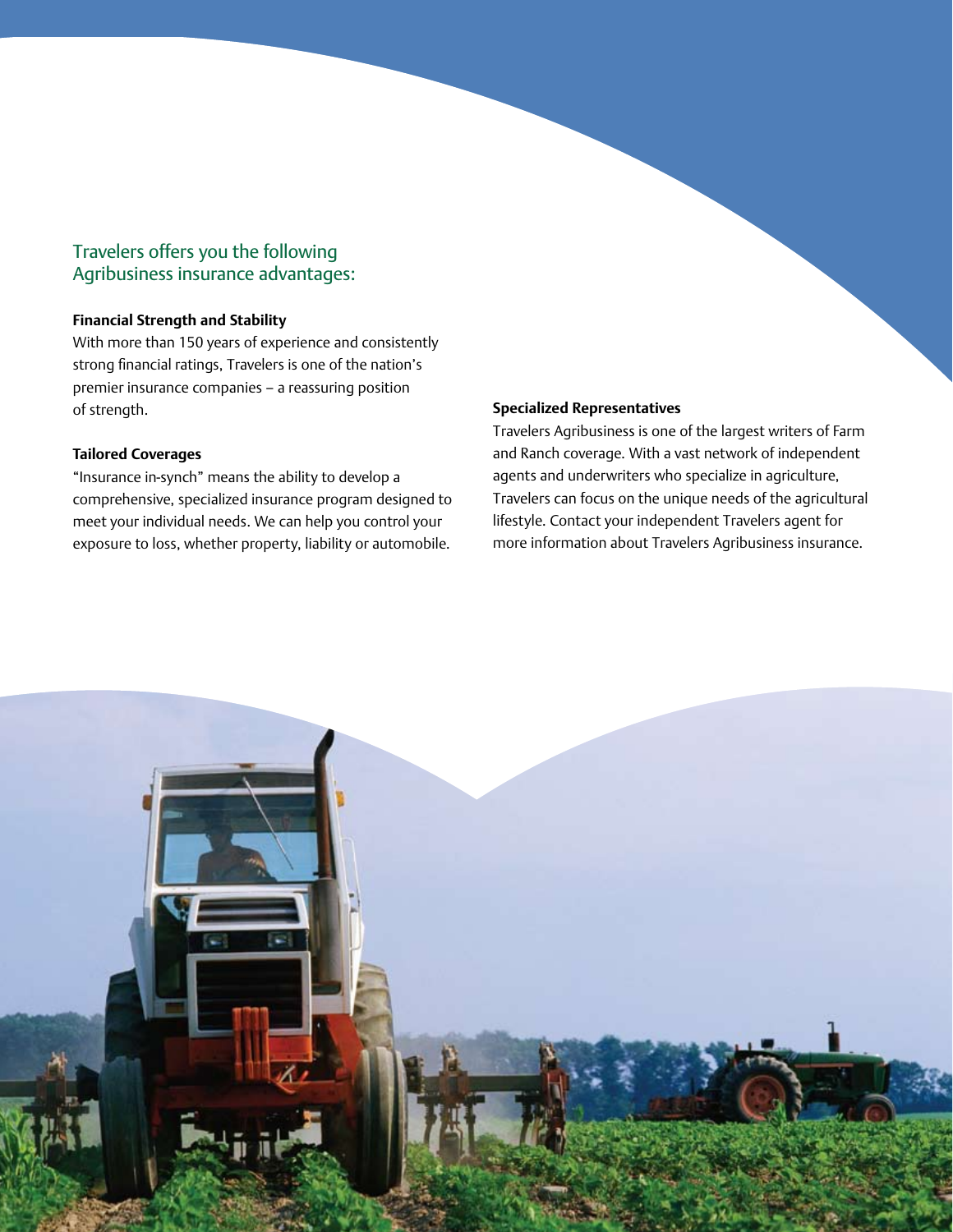## Travelers offers you the following Agribusiness insurance advantages:

**Financial Strength and Stability**

With more than 150 years of experience and consistently strong financial ratings, Travelers is one of the nation's premier insurance companies – a reassuring position of strength.

**Tailored Coverages**

"Insurance in-synch" means the ability to develop a comprehensive, specialized insurance program designed to meet your individual needs. We can help you control your exposure to loss, whether property, liability or automobile.

**Specialized Representatives**

Travelers Agribusiness is one of the largest writers of Farm and Ranch coverage. With a vast network of independent agents and underwriters who specialize in agriculture, Travelers can focus on the unique needs of the agricultural lifestyle. Contact your independent Travelers agent for more information about Travelers Agribusiness insurance.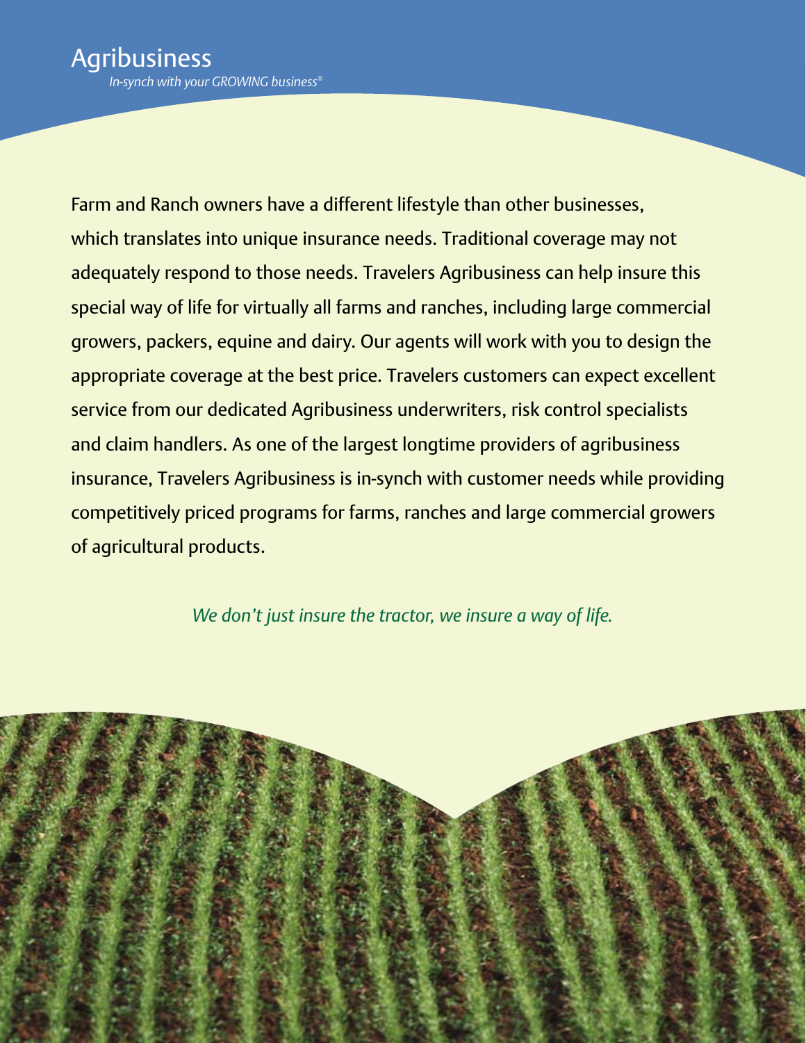# Agribusiness

*In-synch with your GROWING business®*

Farm and Ranch owners have a different lifestyle than other businesses, which translates into unique insurance needs. Traditional coverage may not adequately respond to those needs. Travelers Agribusiness can help insure this special way of life for virtually all farms and ranches, including large commercial growers, packers, equine and dairy. Our agents will work with you to design the appropriate coverage at the best price. Travelers customers can expect excellent service from our dedicated Agribusiness underwriters, risk control specialists and claim handlers. As one of the largest longtime providers of agribusiness insurance, Travelers Agribusiness is in-synch with customer needs while providing competitively priced programs for farms, ranches and large commercial growers of agricultural products.

*We don't just insure the tractor, we insure a way of life.*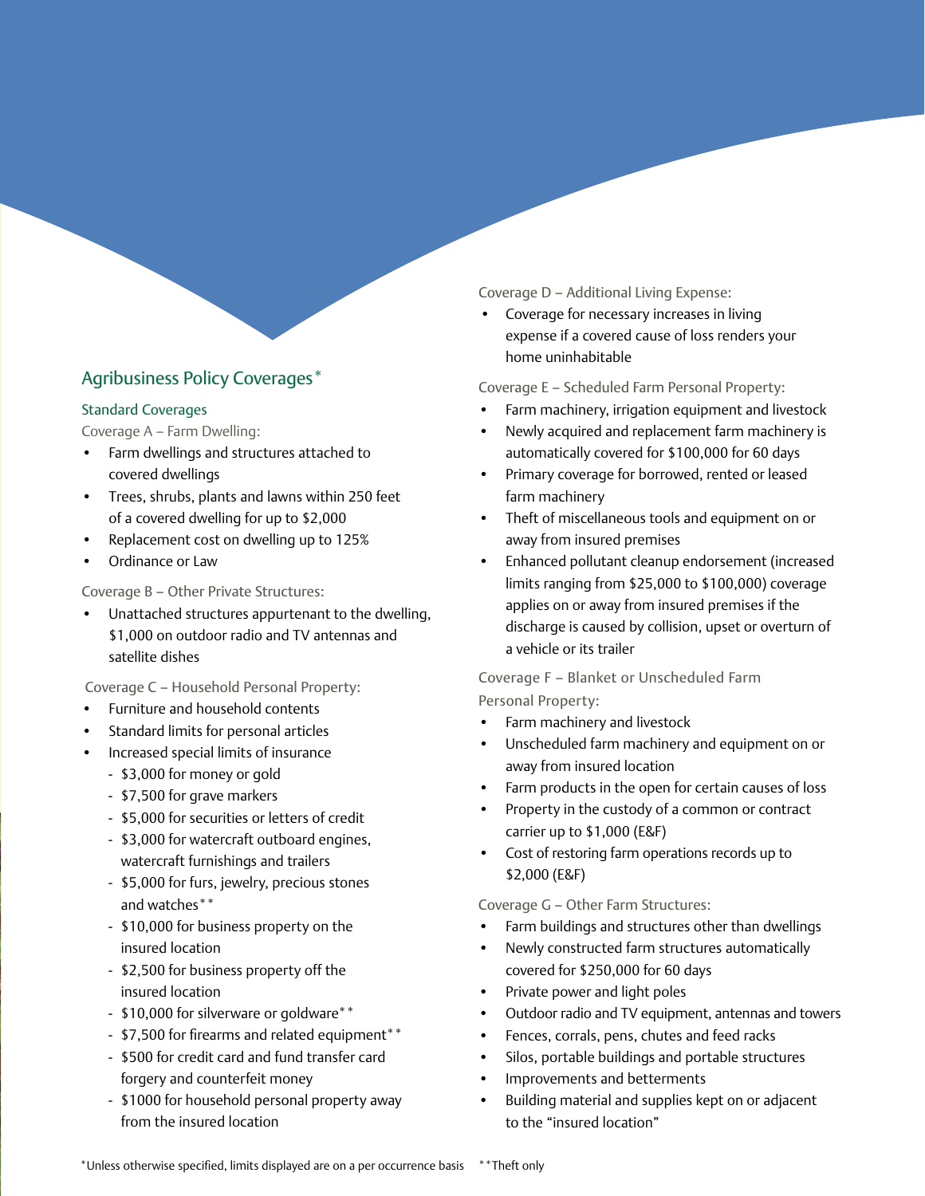## Agribusiness Policy Coverages*

### Standard Coverages

Coverage A – Farm Dwelling:

- Farm dwellings and structures attached to covered dwellings
- Trees, shrubs, plants and lawns within 250 feet of a covered dwelling for up to $2,000
- Replacement cost on dwelling up to 125%
- Ordinance or Law

Coverage B – Other Private Structures:

- Unattached structures appurtenant to the dwelling, $1,000 on outdoor radio and TV antennas and satellite dishes

Coverage C – Household Personal Property:

- Furniture and household contents
- Standard limits for personal articles
- Increased special limits of insurance
  - $3,000 for money or gold
  - $7,500 for grave markers
  - $5,000 for securities or letters of credit
  - $3,000 for watercraft outboard engines, watercraft furnishings and trailers
  - $5,000 for furs, jewelry, precious stones and watches**
  - $10,000 for business property on the insured location
  - $2,500 for business property off the insured location
  - $10,000 for silverware or goldware**
  - $7,500 for firearms and related equipment**
  - $500 for credit card and fund transfer card forgery and counterfeit money
  - $1000 for household personal property away from the insured location

Coverage D – Additional Living Expense:

- Coverage for necessary increases in living expense if a covered cause of loss renders your home uninhabitable

Coverage E – Scheduled Farm Personal Property:

- Farm machinery, irrigation equipment and livestock
- Newly acquired and replacement farm machinery is automatically covered for $100,000 for 60 days
- Primary coverage for borrowed, rented or leased farm machinery
- Theft of miscellaneous tools and equipment on or away from insured premises
- Enhanced pollutant cleanup endorsement (increased limits ranging from $25,000 to $100,000) coverage applies on or away from insured premises if the discharge is caused by collision, upset or overturn of a vehicle or its trailer

Coverage F – Blanket or Unscheduled Farm Personal Property:

- Farm machinery and livestock
- Unscheduled farm machinery and equipment on or away from insured location
- Farm products in the open for certain causes of loss
- Property in the custody of a common or contract carrier up to $1,000 (E&F)
- Cost of restoring farm operations records up to $2,000 (E&F)

Coverage G – Other Farm Structures:

- Farm buildings and structures other than dwellings
- Newly constructed farm structures automatically covered for $250,000 for 60 days
- Private power and light poles
- Outdoor radio and TV equipment, antennas and towers
- Fences, corrals, pens, chutes and feed racks
- Silos, portable buildings and portable structures
- Improvements and betterments
- Building material and supplies kept on or adjacent to the "insured location"

*Unless otherwise specified, limits displayed are on a per occurrence basis **Theft only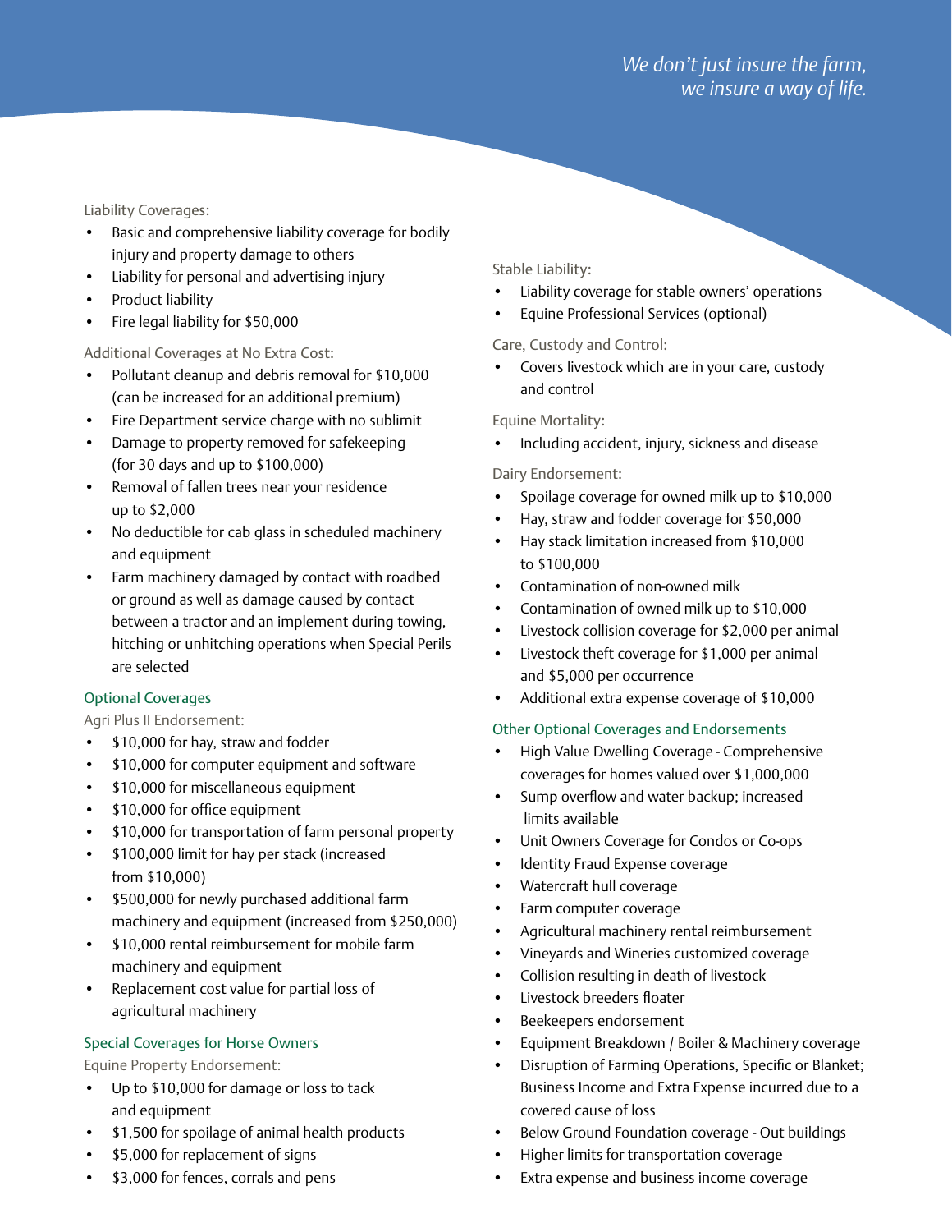*We don't just insure the farm, we insure a way of life.*

Liability Coverages:

- Basic and comprehensive liability coverage for bodily injury and property damage to others
- Liability for personal and advertising injury
- Product liability
- Fire legal liability for $50,000

Additional Coverages at No Extra Cost:

- Pollutant cleanup and debris removal for $10,000 (can be increased for an additional premium)
- Fire Department service charge with no sublimit
- Damage to property removed for safekeeping (for 30 days and up to $100,000)
- Removal of fallen trees near your residence up to $2,000
- No deductible for cab glass in scheduled machinery and equipment
- Farm machinery damaged by contact with roadbed or ground as well as damage caused by contact between a tractor and an implement during towing, hitching or unhitching operations when Special Perils are selected

## Optional Coverages

Agri Plus II Endorsement:

- $10,000 for hay, straw and fodder
- $10,000 for computer equipment and software
- $10,000 for miscellaneous equipment
- $10,000 for office equipment
- $10,000 for transportation of farm personal property
- $100,000 limit for hay per stack (increased from $10,000)
- $500,000 for newly purchased additional farm machinery and equipment (increased from $250,000)
- $10,000 rental reimbursement for mobile farm machinery and equipment
- Replacement cost value for partial loss of agricultural machinery

## Special Coverages for Horse Owners

Equine Property Endorsement:

- Up to $10,000 for damage or loss to tack and equipment
- $1,500 for spoilage of animal health products
- $5,000 for replacement of signs
- $3,000 for fences, corrals and pens

Stable Liability:

- Liability coverage for stable owners' operations
- Equine Professional Services (optional)

Care, Custody and Control:

- Covers livestock which are in your care, custody and control

Equine Mortality:

- Including accident, injury, sickness and disease

Dairy Endorsement:

- Spoilage coverage for owned milk up to $10,000
- Hay, straw and fodder coverage for $50,000
- Hay stack limitation increased from $10,000 to $100,000
- Contamination of non-owned milk
- Contamination of owned milk up to $10,000
- Livestock collision coverage for $2,000 per animal
- Livestock theft coverage for $1,000 per animal and $5,000 per occurrence
- Additional extra expense coverage of $10,000

## Other Optional Coverages and Endorsements

- High Value Dwelling Coverage - Comprehensive coverages for homes valued over $1,000,000
- Sump overflow and water backup; increased limits available
- Unit Owners Coverage for Condos or Co-ops
- Identity Fraud Expense coverage
- Watercraft hull coverage
- Farm computer coverage
- Agricultural machinery rental reimbursement
- Vineyards and Wineries customized coverage
- Collision resulting in death of livestock
- Livestock breeders floater
- Beekeepers endorsement
- Equipment Breakdown / Boiler & Machinery coverage
- Disruption of Farming Operations, Specific or Blanket; Business Income and Extra Expense incurred due to a covered cause of loss
- Below Ground Foundation coverage - Out buildings
- Higher limits for transportation coverage
- Extra expense and business income coverage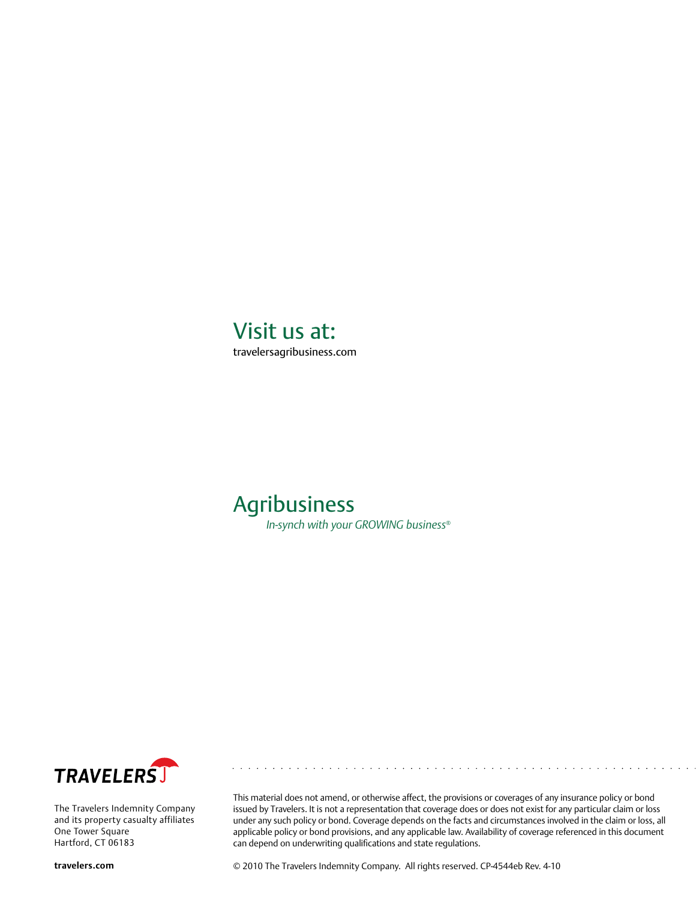## Visit us at:

travelersagribusiness.com

## Agribusiness

*In-synch with your GROWING business®*

TRAVELERS

The Travelers Indemnity Company
and its property casualty affiliates
One Tower Square
Hartford, CT 06183

**travelers.com**

This material does not amend, or otherwise affect, the provisions or coverages of any insurance policy or bond issued by Travelers. It is not a representation that coverage does or does not exist for any particular claim or loss under any such policy or bond. Coverage depends on the facts and circumstances involved in the claim or loss, all applicable policy or bond provisions, and any applicable law. Availability of coverage referenced in this document can depend on underwriting qualifications and state regulations.

© 2010 The Travelers Indemnity Company. All rights reserved. CP-4544eb Rev. 4-10